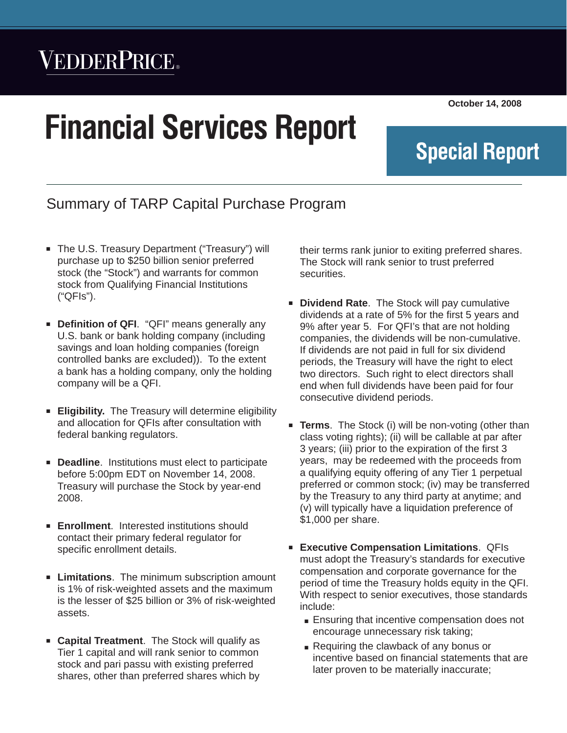VEDDERPRICE®

October 14, 2008

# Financial Services Report

**Special Report**

## Summary of TARP Capital Purchase Program

- The U.S. Treasury Department ("Treasury") will purchase up to $250 billion senior preferred stock (the "Stock") and warrants for common stock from Qualifying Financial Institutions ("QFIs").

- **Definition of QFI**. "QFI" means generally any U.S. bank or bank holding company (including savings and loan holding companies (foreign controlled banks are excluded)). To the extent a bank has a holding company, only the holding company will be a QFI.

- **Eligibility.** The Treasury will determine eligibility and allocation for QFIs after consultation with federal banking regulators.

- **Deadline**. Institutions must elect to participate before 5:00pm EDT on November 14, 2008. Treasury will purchase the Stock by year-end 2008.

- **Enrollment**. Interested institutions should contact their primary federal regulator for specific enrollment details.

- **Limitations**. The minimum subscription amount is 1% of risk-weighted assets and the maximum is the lesser of $25 billion or 3% of risk-weighted assets.

- **Capital Treatment**. The Stock will qualify as Tier 1 capital and will rank senior to common stock and pari passu with existing preferred shares, other than preferred shares which by their terms rank junior to exiting preferred shares. The Stock will rank senior to trust preferred securities.

- **Dividend Rate**. The Stock will pay cumulative dividends at a rate of 5% for the first 5 years and 9% after year 5. For QFI's that are not holding companies, the dividends will be non-cumulative. If dividends are not paid in full for six dividend periods, the Treasury will have the right to elect two directors. Such right to elect directors shall end when full dividends have been paid for four consecutive dividend periods.

- **Terms**. The Stock (i) will be non-voting (other than class voting rights); (ii) will be callable at par after 3 years; (iii) prior to the expiration of the first 3 years, may be redeemed with the proceeds from a qualifying equity offering of any Tier 1 perpetual preferred or common stock; (iv) may be transferred by the Treasury to any third party at anytime; and (v) will typically have a liquidation preference of $1,000 per share.

- **Executive Compensation Limitations**. QFIs must adopt the Treasury's standards for executive compensation and corporate governance for the period of time the Treasury holds equity in the QFI. With respect to senior executives, those standards include:
  - Ensuring that incentive compensation does not encourage unnecessary risk taking;
  - Requiring the clawback of any bonus or incentive based on financial statements that are later proven to be materially inaccurate;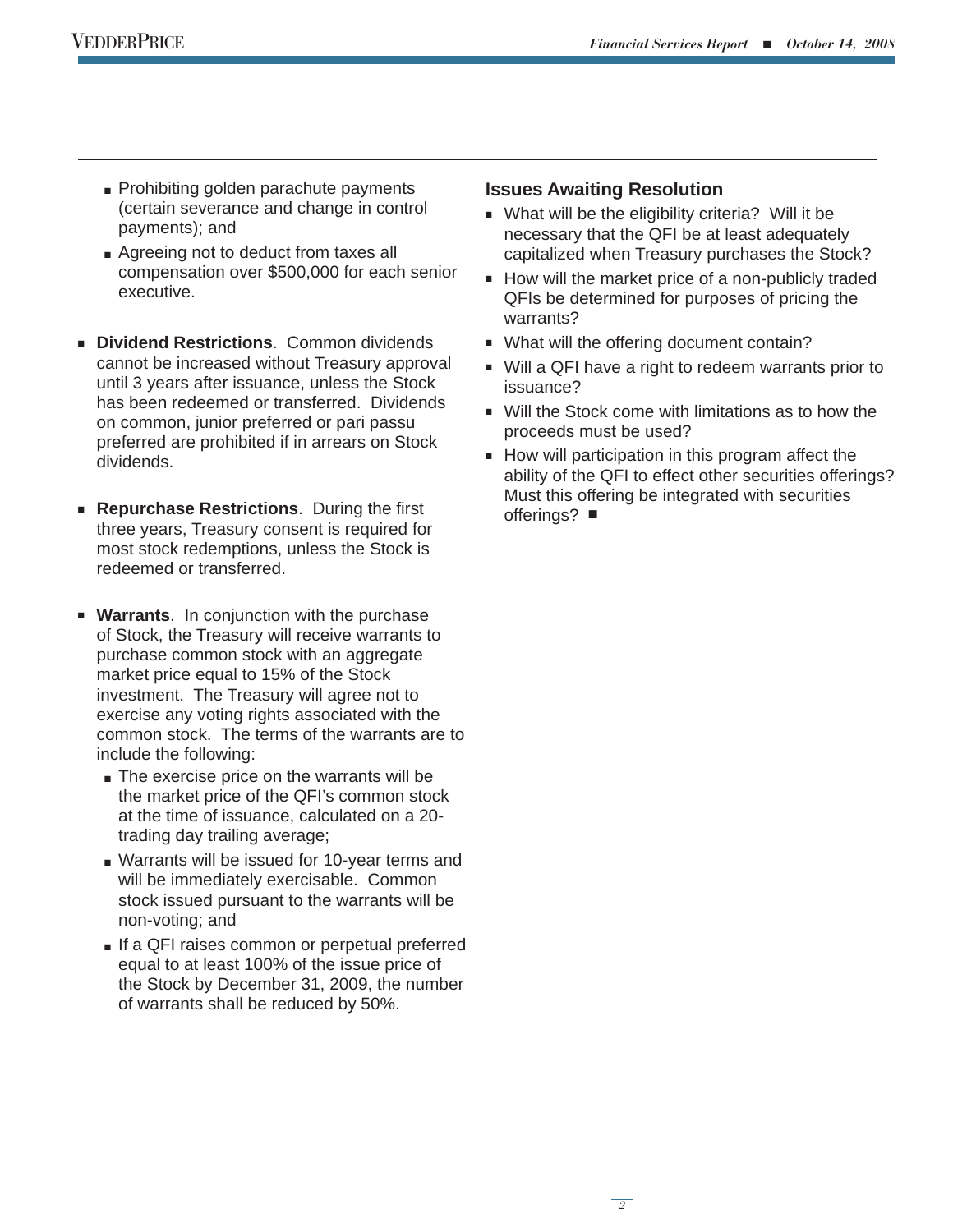- Prohibiting golden parachute payments (certain severance and change in control payments); and
- Agreeing not to deduct from taxes all compensation over $500,000 for each senior executive.

- **Dividend Restrictions**. Common dividends cannot be increased without Treasury approval until 3 years after issuance, unless the Stock has been redeemed or transferred. Dividends on common, junior preferred or pari passu preferred are prohibited if in arrears on Stock dividends.

- **Repurchase Restrictions**. During the first three years, Treasury consent is required for most stock redemptions, unless the Stock is redeemed or transferred.

- **Warrants**. In conjunction with the purchase of Stock, the Treasury will receive warrants to purchase common stock with an aggregate market price equal to 15% of the Stock investment. The Treasury will agree not to exercise any voting rights associated with the common stock. The terms of the warrants are to include the following:
  - The exercise price on the warrants will be the market price of the QFI's common stock at the time of issuance, calculated on a 20-trading day trailing average;
  - Warrants will be issued for 10-year terms and will be immediately exercisable. Common stock issued pursuant to the warrants will be non-voting; and
  - If a QFI raises common or perpetual preferred equal to at least 100% of the issue price of the Stock by December 31, 2009, the number of warrants shall be reduced by 50%.

## Issues Awaiting Resolution

- What will be the eligibility criteria? Will it be necessary that the QFI be at least adequately capitalized when Treasury purchases the Stock?
- How will the market price of a non-publicly traded QFIs be determined for purposes of pricing the warrants?
- What will the offering document contain?
- Will a QFI have a right to redeem warrants prior to issuance?
- Will the Stock come with limitations as to how the proceeds must be used?
- How will participation in this program affect the ability of the QFI to effect other securities offerings? Must this offering be integrated with securities offerings? ■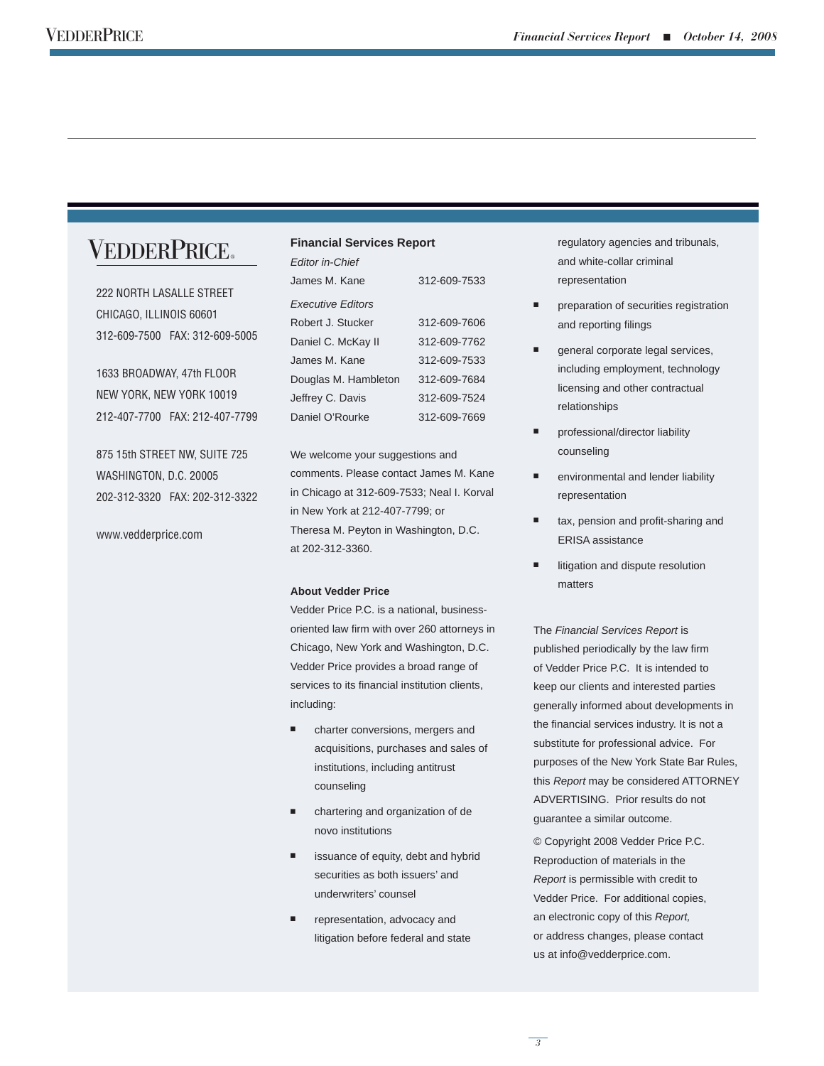# VEDDERPRICE

222 NORTH LASALLE STREET
CHICAGO, ILLINOIS 60601
312-609-7500 FAX: 312-609-5005

1633 BROADWAY, 47th FLOOR
NEW YORK, NEW YORK 10019
212-407-7700 FAX: 212-407-7799

875 15th STREET NW, SUITE 725
WASHINGTON, D.C. 20005
202-312-3320 FAX: 202-312-3322

www.vedderprice.com

## Financial Services Report

| | |
|---|---|
| *Editor in-Chief* | |
| James M. Kane | 312-609-7533 |
| *Executive Editors* | |
| Robert J. Stucker | 312-609-7606 |
| Daniel C. McKay II | 312-609-7762 |
| James M. Kane | 312-609-7533 |
| Douglas M. Hambleton | 312-609-7684 |
| Jeffrey C. Davis | 312-609-7524 |
| Daniel O'Rourke | 312-609-7669 |

We welcome your suggestions and comments. Please contact James M. Kane in Chicago at 312-609-7533; Neal I. Korval in New York at 212-407-7799; or Theresa M. Peyton in Washington, D.C. at 202-312-3360.

### About Vedder Price

Vedder Price P.C. is a national, business-oriented law firm with over 260 attorneys in Chicago, New York and Washington, D.C. Vedder Price provides a broad range of services to its financial institution clients, including:

- charter conversions, mergers and acquisitions, purchases and sales of institutions, including antitrust counseling
- chartering and organization of de novo institutions
- issuance of equity, debt and hybrid securities as both issuers' and underwriters' counsel
- representation, advocacy and litigation before federal and state regulatory agencies and tribunals, and white-collar criminal representation
- preparation of securities registration and reporting filings
- general corporate legal services, including employment, technology licensing and other contractual relationships
- professional/director liability counseling
- environmental and lender liability representation
- tax, pension and profit-sharing and ERISA assistance
- litigation and dispute resolution matters

The *Financial Services Report* is published periodically by the law firm of Vedder Price P.C. It is intended to keep our clients and interested parties generally informed about developments in the financial services industry. It is not a substitute for professional advice. For purposes of the New York State Bar Rules, this *Report* may be considered ATTORNEY ADVERTISING. Prior results do not guarantee a similar outcome.

© Copyright 2008 Vedder Price P.C. Reproduction of materials in the *Report* is permissible with credit to Vedder Price. For additional copies, an electronic copy of this *Report,* or address changes, please contact us at info@vedderprice.com.